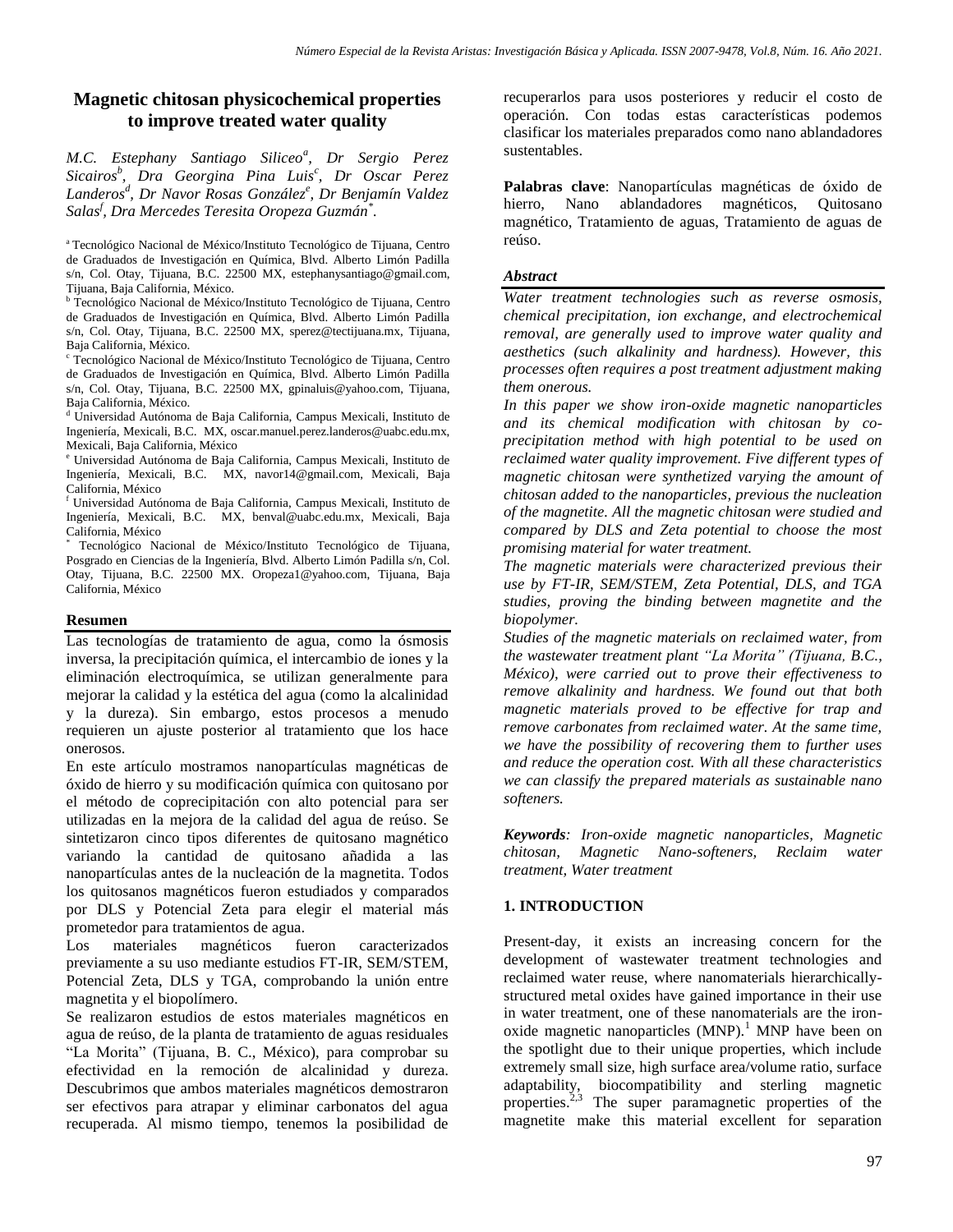# Magnetic chitosan physicochemical properties to improve treated water quality

*M.C. Estephany Santiago Siliceo[a], Dr Sergio Perez Sicairos[b], Dra Georgina Pina Luis[c], Dr Oscar Perez Landeros[d], Dr Navor Rosas González[e], Dr Benjamín Valdez Salas[f], Dra Mercedes Teresita Oropeza Guzmán[*].*

[a] Tecnológico Nacional de México/Instituto Tecnológico de Tijuana, Centro de Graduados de Investigación en Química, Blvd. Alberto Limón Padilla s/n, Col. Otay, Tijuana, B.C. 22500 MX, estephanysantiago@gmail.com, Tijuana, Baja California, México.

[b] Tecnológico Nacional de México/Instituto Tecnológico de Tijuana, Centro de Graduados de Investigación en Química, Blvd. Alberto Limón Padilla s/n, Col. Otay, Tijuana, B.C. 22500 MX, sperez@tectijuana.mx, Tijuana, Baja California, México.

[c] Tecnológico Nacional de México/Instituto Tecnológico de Tijuana, Centro de Graduados de Investigación en Química, Blvd. Alberto Limón Padilla s/n, Col. Otay, Tijuana, B.C. 22500 MX, gpinaluis@yahoo.com, Tijuana, Baja California, México.

[d] Universidad Autónoma de Baja California, Campus Mexicali, Instituto de Ingeniería, Mexicali, B.C. MX, oscar.manuel.perez.landeros@uabc.edu.mx, Mexicali, Baja California, México

[e] Universidad Autónoma de Baja California, Campus Mexicali, Instituto de Ingeniería, Mexicali, B.C. MX, navor14@gmail.com, Mexicali, Baja California, México

[f] Universidad Autónoma de Baja California, Campus Mexicali, Instituto de Ingeniería, Mexicali, B.C. MX, benval@uabc.edu.mx, Mexicali, Baja California, México

[*] Tecnológico Nacional de México/Instituto Tecnológico de Tijuana, Posgrado en Ciencias de la Ingeniería, Blvd. Alberto Limón Padilla s/n, Col. Otay, Tijuana, B.C. 22500 MX. Oropeza1@yahoo.com, Tijuana, Baja California, México

## Resumen

Las tecnologías de tratamiento de agua, como la ósmosis inversa, la precipitación química, el intercambio de iones y la eliminación electroquímica, se utilizan generalmente para mejorar la calidad y la estética del agua (como la alcalinidad y la dureza). Sin embargo, estos procesos a menudo requieren un ajuste posterior al tratamiento que los hace onerosos.

En este artículo mostramos nanopartículas magnéticas de óxido de hierro y su modificación química con quitosano por el método de coprecipitación con alto potencial para ser utilizadas en la mejora de la calidad del agua de reúso. Se sintetizaron cinco tipos diferentes de quitosano magnético variando la cantidad de quitosano añadida a las nanopartículas antes de la nucleación de la magnetita. Todos los quitosanos magnéticos fueron estudiados y comparados por DLS y Potencial Zeta para elegir el material más prometedor para tratamientos de agua.

Los materiales magnéticos fueron caracterizados previamente a su uso mediante estudios FT-IR, SEM/STEM, Potencial Zeta, DLS y TGA, comprobando la unión entre magnetita y el biopolímero.

Se realizaron estudios de estos materiales magnéticos en agua de reúso, de la planta de tratamiento de aguas residuales "La Morita" (Tijuana, B. C., México), para comprobar su efectividad en la remoción de alcalinidad y dureza. Descubrimos que ambos materiales magnéticos demostraron ser efectivos para atrapar y eliminar carbonatos del agua recuperada. Al mismo tiempo, tenemos la posibilidad de recuperarlos para usos posteriores y reducir el costo de operación. Con todas estas características podemos clasificar los materiales preparados como nano ablandadores sustentables.

**Palabras clave**: Nanopartículas magnéticas de óxido de hierro, Nano ablandadores magnéticos, Quitosano magnético, Tratamiento de aguas, Tratamiento de aguas de reúso.

## *Abstract*

*Water treatment technologies such as reverse osmosis, chemical precipitation, ion exchange, and electrochemical removal, are generally used to improve water quality and aesthetics (such alkalinity and hardness). However, this processes often requires a post treatment adjustment making them onerous.*

*In this paper we show iron-oxide magnetic nanoparticles and its chemical modification with chitosan by co-precipitation method with high potential to be used on reclaimed water quality improvement. Five different types of magnetic chitosan were synthetized varying the amount of chitosan added to the nanoparticles, previous the nucleation of the magnetite. All the magnetic chitosan were studied and compared by DLS and Zeta potential to choose the most promising material for water treatment.*

*The magnetic materials were characterized previous their use by FT-IR, SEM/STEM, Zeta Potential, DLS, and TGA studies, proving the binding between magnetite and the biopolymer.*

*Studies of the magnetic materials on reclaimed water, from the wastewater treatment plant "La Morita" (Tijuana, B.C., México), were carried out to prove their effectiveness to remove alkalinity and hardness. We found out that both magnetic materials proved to be effective for trap and remove carbonates from reclaimed water. At the same time, we have the possibility of recovering them to further uses and reduce the operation cost. With all these characteristics we can classify the prepared materials as sustainable nano softeners.*

***Keywords**: Iron-oxide magnetic nanoparticles, Magnetic chitosan, Magnetic Nano-softeners, Reclaim water treatment, Water treatment*

## 1. INTRODUCTION

Present-day, it exists an increasing concern for the development of wastewater treatment technologies and reclaimed water reuse, where nanomaterials hierarchically-structured metal oxides have gained importance in their use in water treatment, one of these nanomaterials are the iron-oxide magnetic nanoparticles (MNP).[1] MNP have been on the spotlight due to their unique properties, which include extremely small size, high surface area/volume ratio, surface adaptability, biocompatibility and sterling magnetic properties.[2,3] The super paramagnetic properties of the magnetite make this material excellent for separation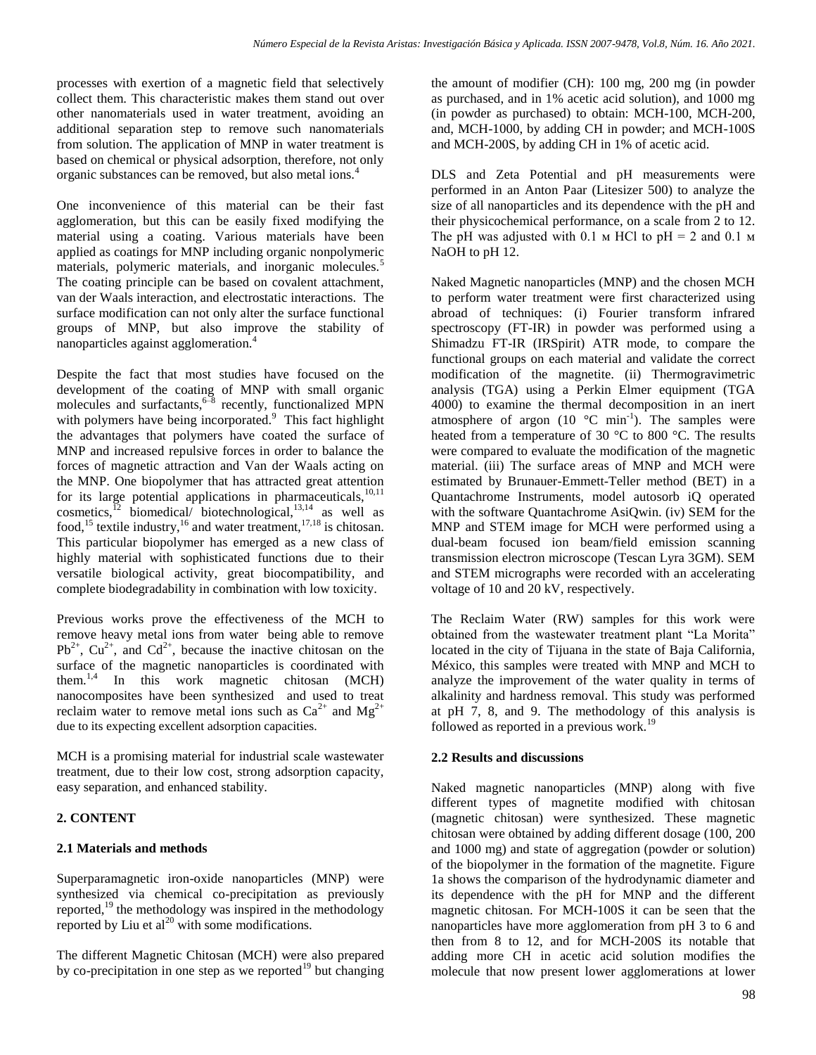processes with exertion of a magnetic field that selectively collect them. This characteristic makes them stand out over other nanomaterials used in water treatment, avoiding an additional separation step to remove such nanomaterials from solution. The application of MNP in water treatment is based on chemical or physical adsorption, therefore, not only organic substances can be removed, but also metal ions.[4]

One inconvenience of this material can be their fast agglomeration, but this can be easily fixed modifying the material using a coating. Various materials have been applied as coatings for MNP including organic nonpolymeric materials, polymeric materials, and inorganic molecules.[5] The coating principle can be based on covalent attachment, van der Waals interaction, and electrostatic interactions. The surface modification can not only alter the surface functional groups of MNP, but also improve the stability of nanoparticles against agglomeration.[4]

Despite the fact that most studies have focused on the development of the coating of MNP with small organic molecules and surfactants,[6–8] recently, functionalized MPN with polymers have being incorporated.[9] This fact highlight the advantages that polymers have coated the surface of MNP and increased repulsive forces in order to balance the forces of magnetic attraction and Van der Waals acting on the MNP. One biopolymer that has attracted great attention for its large potential applications in pharmaceuticals,[10,11] cosmetics,[12] biomedical/ biotechnological,[13,14] as well as food,[15] textile industry,[16] and water treatment,[17,18] is chitosan. This particular biopolymer has emerged as a new class of highly material with sophisticated functions due to their versatile biological activity, great biocompatibility, and complete biodegradability in combination with low toxicity.

Previous works prove the effectiveness of the MCH to remove heavy metal ions from water being able to remove $Pb^{2+}$, $Cu^{2+}$, and $Cd^{2+}$, because the inactive chitosan on the surface of the magnetic nanoparticles is coordinated with them.[1,4] In this work magnetic chitosan (MCH) nanocomposites have been synthesized and used to treat reclaim water to remove metal ions such as $Ca^{2+}$ and $Mg^{2+}$ due to its expecting excellent adsorption capacities.

MCH is a promising material for industrial scale wastewater treatment, due to their low cost, strong adsorption capacity, easy separation, and enhanced stability.

## 2. CONTENT

### 2.1 Materials and methods

Superparamagnetic iron-oxide nanoparticles (MNP) were synthesized via chemical co-precipitation as previously reported,[19] the methodology was inspired in the methodology reported by Liu et al[20] with some modifications.

The different Magnetic Chitosan (MCH) were also prepared by co-precipitation in one step as we reported[19] but changing the amount of modifier (CH): 100 mg, 200 mg (in powder as purchased, and in 1% acetic acid solution), and 1000 mg (in powder as purchased) to obtain: MCH-100, MCH-200, and, MCH-1000, by adding CH in powder; and MCH-100S and MCH-200S, by adding CH in 1% of acetic acid.

DLS and Zeta Potential and pH measurements were performed in an Anton Paar (Litesizer 500) to analyze the size of all nanoparticles and its dependence with the pH and their physicochemical performance, on a scale from 2 to 12. The pH was adjusted with 0.1 м HCl to pH = 2 and 0.1 м NaOH to pH 12.

Naked Magnetic nanoparticles (MNP) and the chosen MCH to perform water treatment were first characterized using abroad of techniques: (i) Fourier transform infrared spectroscopy (FT-IR) in powder was performed using a Shimadzu FT-IR (IRSpirit) ATR mode, to compare the functional groups on each material and validate the correct modification of the magnetite. (ii) Thermogravimetric analysis (TGA) using a Perkin Elmer equipment (TGA 4000) to examine the thermal decomposition in an inert atmosphere of argon (10 °C $min^{-1}$). The samples were heated from a temperature of 30 °C to 800 °C. The results were compared to evaluate the modification of the magnetic material. (iii) The surface areas of MNP and MCH were estimated by Brunauer-Emmett-Teller method (BET) in a Quantachrome Instruments, model autosorb iQ operated with the software Quantachrome AsiQwin. (iv) SEM for the MNP and STEM image for MCH were performed using a dual-beam focused ion beam/field emission scanning transmission electron microscope (Tescan Lyra 3GM). SEM and STEM micrographs were recorded with an accelerating voltage of 10 and 20 kV, respectively.

The Reclaim Water (RW) samples for this work were obtained from the wastewater treatment plant "La Morita" located in the city of Tijuana in the state of Baja California, México, this samples were treated with MNP and MCH to analyze the improvement of the water quality in terms of alkalinity and hardness removal. This study was performed at pH 7, 8, and 9. The methodology of this analysis is followed as reported in a previous work.[19]

### 2.2 Results and discussions

Naked magnetic nanoparticles (MNP) along with five different types of magnetite modified with chitosan (magnetic chitosan) were synthesized. These magnetic chitosan were obtained by adding different dosage (100, 200 and 1000 mg) and state of aggregation (powder or solution) of the biopolymer in the formation of the magnetite. Figure 1a shows the comparison of the hydrodynamic diameter and its dependence with the pH for MNP and the different magnetic chitosan. For MCH-100S it can be seen that the nanoparticles have more agglomeration from pH 3 to 6 and then from 8 to 12, and for MCH-200S its notable that adding more CH in acetic acid solution modifies the molecule that now present lower agglomerations at lower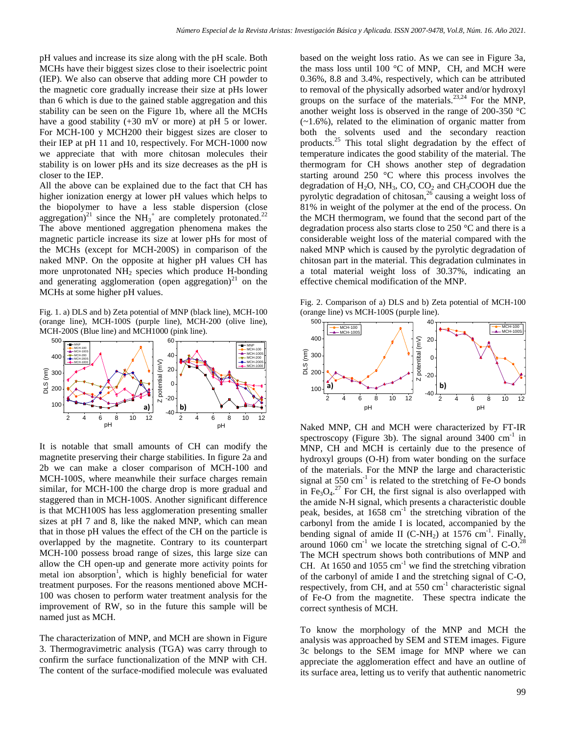pH values and increase its size along with the pH scale. Both MCHs have their biggest sizes close to their isoelectric point (IEP). We also can observe that adding more CH powder to the magnetic core gradually increase their size at pHs lower than 6 which is due to the gained stable aggregation and this stability can be seen on the Figure 1b, where all the MCHs have a good stability (+30 mV or more) at pH 5 or lower. For MCH-100 y MCH200 their biggest sizes are closer to their IEP at pH 11 and 10, respectively. For MCH-1000 now we appreciate that with more chitosan molecules their stability is on lower pHs and its size decreases as the pH is closer to the IEP.

All the above can be explained due to the fact that CH has higher ionization energy at lower pH values which helps to the biopolymer to have a less stable dispersion (close aggregation)[21] since the $NH_3^+$ are completely protonated.[22] The above mentioned aggregation phenomena makes the magnetic particle increase its size at lower pHs for most of the MCHs (except for MCH-200S) in comparison of the naked MNP. On the opposite at higher pH values CH has more unprotonated $NH_2$ species which produce H-bonding and generating agglomeration (open aggregation)[21] on the MCHs at some higher pH values.

Fig. 1. a) DLS and b) Zeta potential of MNP (black line), MCH-100 (orange line), MCH-100S (purple line), MCH-200 (olive line), MCH-200S (Blue line) and MCH1000 (pink line).

It is notable that small amounts of CH can modify the magnetite preserving their charge stabilities. In figure 2a and 2b we can make a closer comparison of MCH-100 and MCH-100S, where meanwhile their surface charges remain similar, for MCH-100 the charge drop is more gradual and staggered than in MCH-100S. Another significant difference is that MCH100S has less agglomeration presenting smaller sizes at pH 7 and 8, like the naked MNP, which can mean that in those pH values the effect of the CH on the particle is overlapped by the magnetite. Contrary to its counterpart MCH-100 possess broad range of sizes, this large size can allow the CH open-up and generate more activity points for metal ion absorption[1], which is highly beneficial for water treatment purposes. For the reasons mentioned above MCH-100 was chosen to perform water treatment analysis for the improvement of RW, so in the future this sample will be named just as MCH.

The characterization of MNP, and MCH are shown in Figure 3. Thermogravimetric analysis (TGA) was carry through to confirm the surface functionalization of the MNP with CH. The content of the surface-modified molecule was evaluated based on the weight loss ratio. As we can see in Figure 3a, the mass loss until 100 °C of MNP, CH, and MCH were 0.36%, 8.8 and 3.4%, respectively, which can be attributed to removal of the physically adsorbed water and/or hydroxyl groups on the surface of the materials.[23,24] For the MNP, another weight loss is observed in the range of 200-350 °C (~1.6%), related to the elimination of organic matter from both the solvents used and the secondary reaction products.[25] This total slight degradation by the effect of temperature indicates the good stability of the material. The thermogram for CH shows another step of degradation starting around 250 °C where this process involves the degradation of $H_2O$, $NH_3$, CO, $CO_2$ and $CH_3COOH$ due the pyrolytic degradation of chitosan,[26] causing a weight loss of 81% in weight of the polymer at the end of the process. On the MCH thermogram, we found that the second part of the degradation process also starts close to 250 °C and there is a considerable weight loss of the material compared with the naked MNP which is caused by the pyrolytic degradation of chitosan part in the material. This degradation culminates in a total material weight loss of 30.37%, indicating an effective chemical modification of the MNP.

Fig. 2. Comparison of a) DLS and b) Zeta potential of MCH-100 (orange line) vs MCH-100S (purple line).

Naked MNP, CH and MCH were characterized by FT-IR spectroscopy (Figure 3b). The signal around 3400 $cm^{-1}$ in MNP, CH and MCH is certainly due to the presence of hydroxyl groups (O-H) from water bonding on the surface of the materials. For the MNP the large and characteristic signal at 550 $cm^{-1}$ is related to the stretching of Fe-O bonds in $Fe_3O_4$.[27] For CH, the first signal is also overlapped with the amide N-H signal, which presents a characteristic double peak, besides, at 1658 $cm^{-1}$ the stretching vibration of the carbonyl from the amide I is located, accompanied by the bending signal of amide II ($C-NH_2$) at 1576 $cm^{-1}$. Finally, around 1060 $cm^{-1}$ we locate the stretching signal of C-O.[28] The MCH spectrum shows both contributions of MNP and CH. At 1650 and 1055 $cm^{-1}$ we find the stretching vibration of the carbonyl of amide I and the stretching signal of C-O, respectively, from CH, and at 550 $cm^{-1}$ characteristic signal of Fe-O from the magnetite. These spectra indicate the correct synthesis of MCH.

To know the morphology of the MNP and MCH the analysis was approached by SEM and STEM images. Figure 3c belongs to the SEM image for MNP where we can appreciate the agglomeration effect and have an outline of its surface area, letting us to verify that authentic nanometric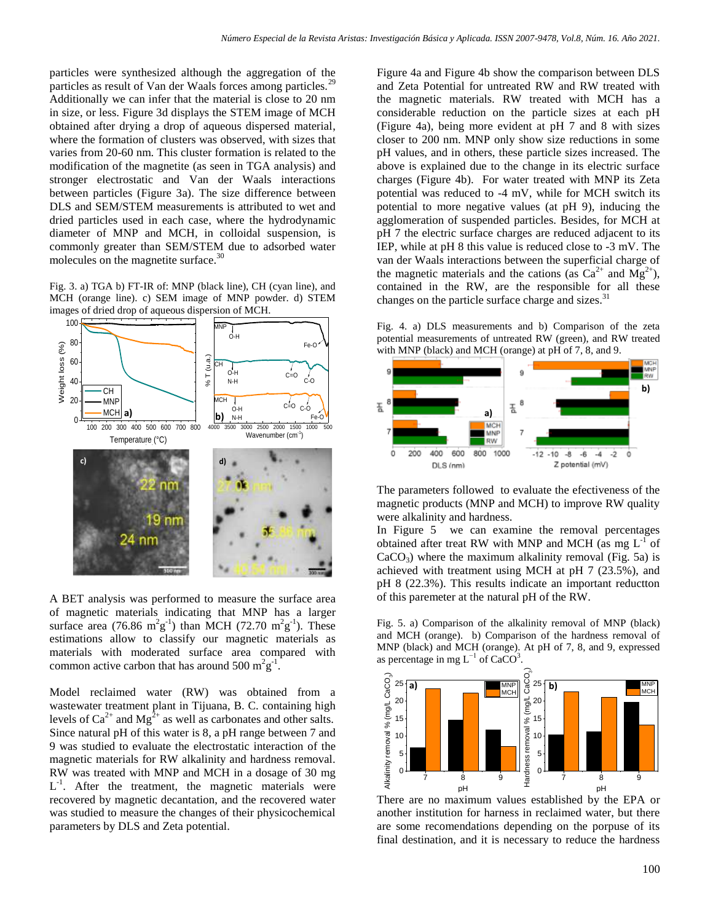particles were synthesized although the aggregation of the particles as result of Van der Waals forces among particles.[29] Additionally we can infer that the material is close to 20 nm in size, or less. Figure 3d displays the STEM image of MCH obtained after drying a drop of aqueous dispersed material, where the formation of clusters was observed, with sizes that varies from 20-60 nm. This cluster formation is related to the modification of the magnetite (as seen in TGA analysis) and stronger electrostatic and Van der Waals interactions between particles (Figure 3a). The size difference between DLS and SEM/STEM measurements is attributed to wet and dried particles used in each case, where the hydrodynamic diameter of MNP and MCH, in colloidal suspension, is commonly greater than SEM/STEM due to adsorbed water molecules on the magnetite surface.[30]

Fig. 3. a) TGA b) FT-IR of: MNP (black line), CH (cyan line), and MCH (orange line). c) SEM image of MNP powder. d) STEM images of dried drop of aqueous dispersion of MCH.

A BET analysis was performed to measure the surface area of magnetic materials indicating that MNP has a larger surface area (76.86 $m^2g^{-1}$) than MCH (72.70 $m^2g^{-1}$). These estimations allow to classify our magnetic materials as materials with moderated surface area compared with common active carbon that has around 500 $m^2g^{-1}$.

Model reclaimed water (RW) was obtained from a wastewater treatment plant in Tijuana, B. C. containing high levels of $Ca^{2+}$ and $Mg^{2+}$ as well as carbonates and other salts. Since natural pH of this water is 8, a pH range between 7 and 9 was studied to evaluate the electrostatic interaction of the magnetic materials for RW alkalinity and hardness removal. RW was treated with MNP and MCH in a dosage of 30 mg $L^{-1}$. After the treatment, the magnetic materials were recovered by magnetic decantation, and the recovered water was studied to measure the changes of their physicochemical parameters by DLS and Zeta potential.

Figure 4a and Figure 4b show the comparison between DLS and Zeta Potential for untreated RW and RW treated with the magnetic materials. RW treated with MCH has a considerable reduction on the particle sizes at each pH (Figure 4a), being more evident at pH 7 and 8 with sizes closer to 200 nm. MNP only show size reductions in some pH values, and in others, these particle sizes increased. The above is explained due to the change in its electric surface charges (Figure 4b). For water treated with MNP its Zeta potential was reduced to -4 mV, while for MCH switch its potential to more negative values (at pH 9), inducing the agglomeration of suspended particles. Besides, for MCH at pH 7 the electric surface charges are reduced adjacent to its IEP, while at pH 8 this value is reduced close to -3 mV. The van der Waals interactions between the superficial charge of the magnetic materials and the cations (as $Ca^{2+}$ and $Mg^{2+}$), contained in the RW, are the responsible for all these changes on the particle surface charge and sizes.[31]

Fig. 4. a) DLS measurements and b) Comparison of the zeta potential measurements of untreated RW (green), and RW treated with MNP (black) and MCH (orange) at pH of 7, 8, and 9.

The parameters followed to evaluate the efectiveness of the magnetic products (MNP and MCH) to improve RW quality were alkalinity and hardness.

In Figure 5 we can examine the removal percentages obtained after treat RW with MNP and MCH (as mg $L^{-1}$ of $CaCO_3$) where the maximum alkalinity removal (Fig. 5a) is achieved with treatment using MCH at pH 7 (23.5%), and pH 8 (22.3%). This results indicate an important reductton of this paremeter at the natural pH of the RW.

Fig. 5. a) Comparison of the alkalinity removal of MNP (black) and MCH (orange). b) Comparison of the hardness removal of MNP (black) and MCH (orange). At pH of 7, 8, and 9, expressed as percentage in mg $L^{-1}$ of $CaCO^3$.

There are no maximum values established by the EPA or another institution for harness in reclaimed water, but there are some recomendations depending on the porpuse of its final destination, and it is necessary to reduce the hardness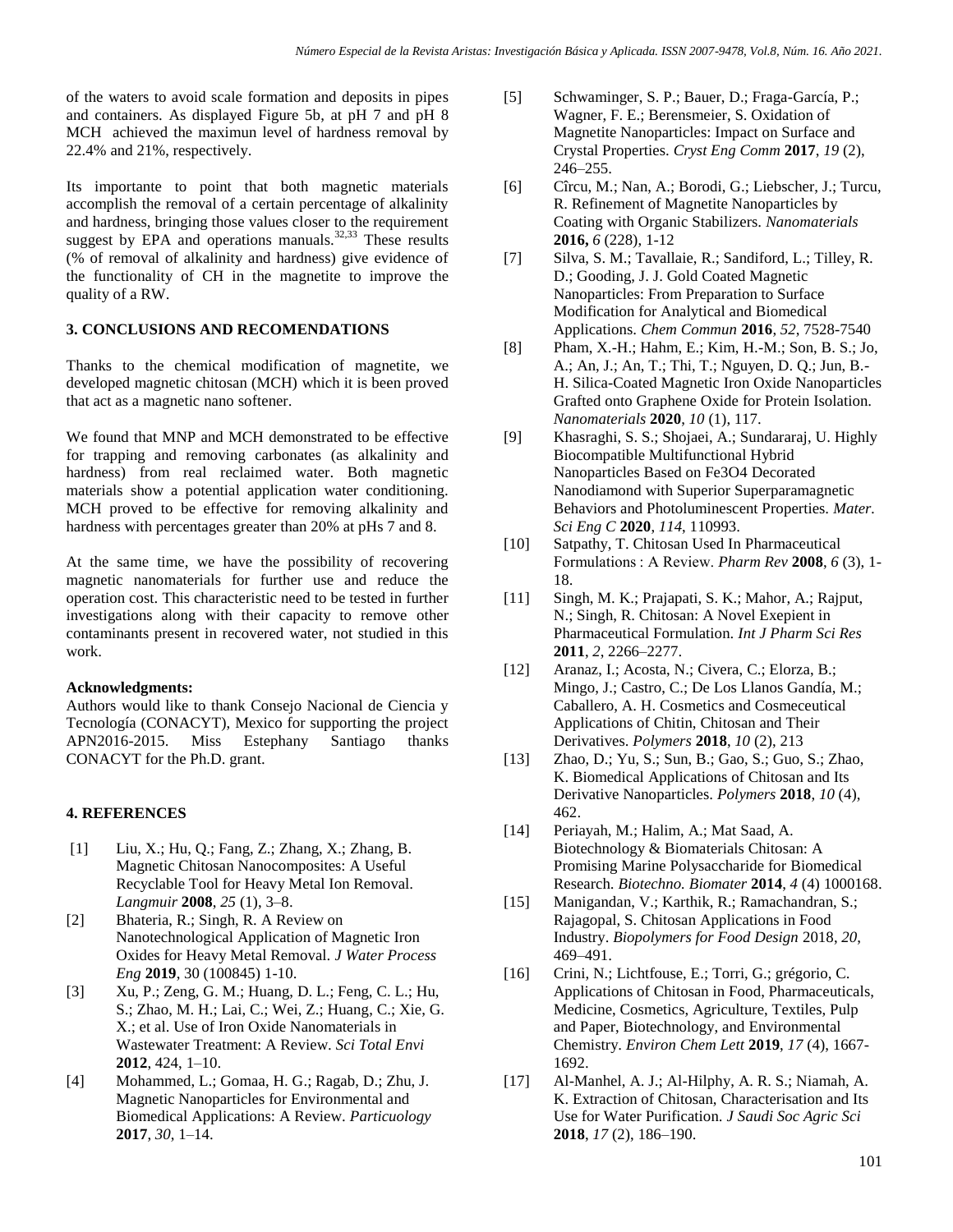of the waters to avoid scale formation and deposits in pipes and containers. As displayed Figure 5b, at pH 7 and pH 8 MCH achieved the maximun level of hardness removal by 22.4% and 21%, respectively.

Its importante to point that both magnetic materials accomplish the removal of a certain percentage of alkalinity and hardness, bringing those values closer to the requirement suggest by EPA and operations manuals.[32,33] These results (% of removal of alkalinity and hardness) give evidence of the functionality of CH in the magnetite to improve the quality of a RW.

### 3. CONCLUSIONS AND RECOMENDATIONS

Thanks to the chemical modification of magnetite, we developed magnetic chitosan (MCH) which it is been proved that act as a magnetic nano softener.

We found that MNP and MCH demonstrated to be effective for trapping and removing carbonates (as alkalinity and hardness) from real reclaimed water. Both magnetic materials show a potential application water conditioning. MCH proved to be effective for removing alkalinity and hardness with percentages greater than 20% at pHs 7 and 8.

At the same time, we have the possibility of recovering magnetic nanomaterials for further use and reduce the operation cost. This characteristic need to be tested in further investigations along with their capacity to remove other contaminants present in recovered water, not studied in this work.

**Acknowledgments:**
Authors would like to thank Consejo Nacional de Ciencia y Tecnología (CONACYT), Mexico for supporting the project APN2016-2015. Miss Estephany Santiago thanks CONACYT for the Ph.D. grant.

### 4. REFERENCES

[1] Liu, X.; Hu, Q.; Fang, Z.; Zhang, X.; Zhang, B. Magnetic Chitosan Nanocomposites: A Useful Recyclable Tool for Heavy Metal Ion Removal. *Langmuir* **2008**, *25* (1), 3–8.

[2] Bhateria, R.; Singh, R. A Review on Nanotechnological Application of Magnetic Iron Oxides for Heavy Metal Removal. *J Water Process Eng* **2019**, 30 (100845) 1-10.

[3] Xu, P.; Zeng, G. M.; Huang, D. L.; Feng, C. L.; Hu, S.; Zhao, M. H.; Lai, C.; Wei, Z.; Huang, C.; Xie, G. X.; et al. Use of Iron Oxide Nanomaterials in Wastewater Treatment: A Review. *Sci Total Envi* **2012**, 424, 1–10.

[4] Mohammed, L.; Gomaa, H. G.; Ragab, D.; Zhu, J. Magnetic Nanoparticles for Environmental and Biomedical Applications: A Review. *Particuology* **2017**, *30*, 1–14.

[5] Schwaminger, S. P.; Bauer, D.; Fraga-García, P.; Wagner, F. E.; Berensmeier, S. Oxidation of Magnetite Nanoparticles: Impact on Surface and Crystal Properties. *Cryst Eng Comm* **2017**, *19* (2), 246–255.

[6] Cîrcu, M.; Nan, A.; Borodi, G.; Liebscher, J.; Turcu, R. Refinement of Magnetite Nanoparticles by Coating with Organic Stabilizers. *Nanomaterials* **2016,** *6* (228), 1-12

[7] Silva, S. M.; Tavallaie, R.; Sandiford, L.; Tilley, R. D.; Gooding, J. J. Gold Coated Magnetic Nanoparticles: From Preparation to Surface Modification for Analytical and Biomedical Applications. *Chem Commun* **2016**, *52*, 7528-7540

[8] Pham, X.-H.; Hahm, E.; Kim, H.-M.; Son, B. S.; Jo, A.; An, J.; An, T.; Thi, T.; Nguyen, D. Q.; Jun, B.-H. Silica-Coated Magnetic Iron Oxide Nanoparticles Grafted onto Graphene Oxide for Protein Isolation. *Nanomaterials* **2020**, *10* (1), 117.

[9] Khasraghi, S. S.; Shojaei, A.; Sundararaj, U. Highly Biocompatible Multifunctional Hybrid Nanoparticles Based on Fe3O4 Decorated Nanodiamond with Superior Superparamagnetic Behaviors and Photoluminescent Properties. *Mater. Sci Eng C* **2020**, *114*, 110993.

[10] Satpathy, T. Chitosan Used In Pharmaceutical Formulations : A Review. *Pharm Rev* **2008**, *6* (3), 1-18.

[11] Singh, M. K.; Prajapati, S. K.; Mahor, A.; Rajput, N.; Singh, R. Chitosan: A Novel Exepient in Pharmaceutical Formulation. *Int J Pharm Sci Res* **2011**, *2*, 2266–2277.

[12] Aranaz, I.; Acosta, N.; Civera, C.; Elorza, B.; Mingo, J.; Castro, C.; De Los Llanos Gandía, M.; Caballero, A. H. Cosmetics and Cosmeceutical Applications of Chitin, Chitosan and Their Derivatives. *Polymers* **2018**, *10* (2), 213

[13] Zhao, D.; Yu, S.; Sun, B.; Gao, S.; Guo, S.; Zhao, K. Biomedical Applications of Chitosan and Its Derivative Nanoparticles. *Polymers* **2018**, *10* (4), 462.

[14] Periayah, M.; Halim, A.; Mat Saad, A. Biotechnology & Biomaterials Chitosan: A Promising Marine Polysaccharide for Biomedical Research. *Biotechno. Biomater* **2014**, *4* (4) 1000168.

[15] Manigandan, V.; Karthik, R.; Ramachandran, S.; Rajagopal, S. Chitosan Applications in Food Industry. *Biopolymers for Food Design* 2018, *20*, 469–491.

[16] Crini, N.; Lichtfouse, E.; Torri, G.; grégorio, C. Applications of Chitosan in Food, Pharmaceuticals, Medicine, Cosmetics, Agriculture, Textiles, Pulp and Paper, Biotechnology, and Environmental Chemistry. *Environ Chem Lett* **2019**, *17* (4), 1667-1692.

[17] Al-Manhel, A. J.; Al-Hilphy, A. R. S.; Niamah, A. K. Extraction of Chitosan, Characterisation and Its Use for Water Purification. *J Saudi Soc Agric Sci* **2018**, *17* (2), 186–190.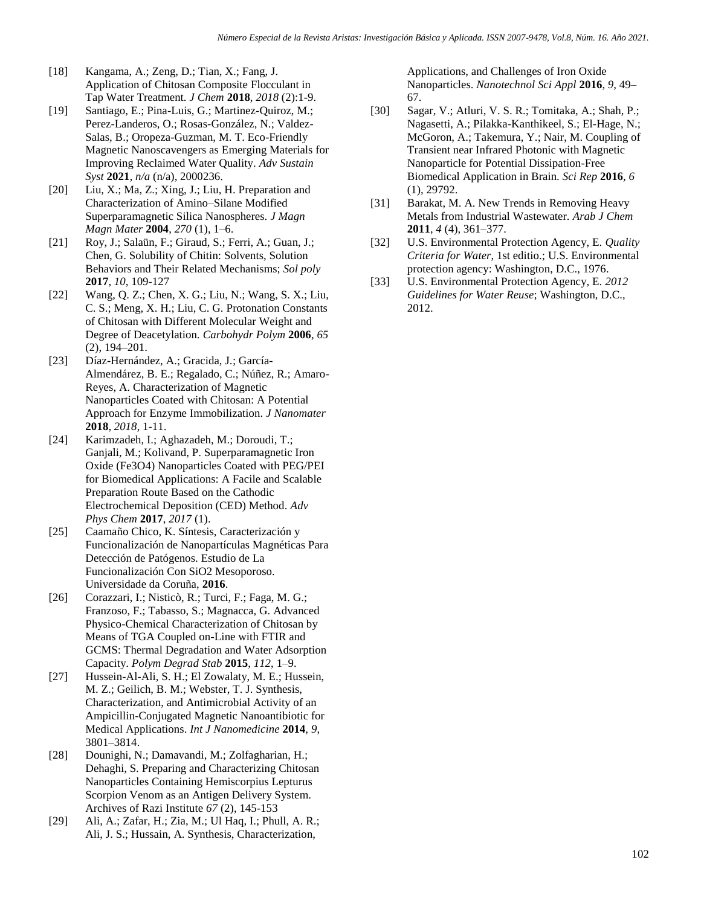[18] Kangama, A.; Zeng, D.; Tian, X.; Fang, J. Application of Chitosan Composite Flocculant in Tap Water Treatment. *J Chem* **2018**, *2018* (2):1-9.

[19] Santiago, E.; Pina-Luis, G.; Martinez-Quiroz, M.; Perez-Landeros, O.; Rosas-González, N.; Valdez-Salas, B.; Oropeza-Guzman, M. T. Eco-Friendly Magnetic Nanoscavengers as Emerging Materials for Improving Reclaimed Water Quality. *Adv Sustain Syst* **2021**, *n/a* (n/a), 2000236.

[20] Liu, X.; Ma, Z.; Xing, J.; Liu, H. Preparation and Characterization of Amino–Silane Modified Superparamagnetic Silica Nanospheres. *J Magn Magn Mater* **2004**, *270* (1), 1–6.

[21] Roy, J.; Salaün, F.; Giraud, S.; Ferri, A.; Guan, J.; Chen, G. Solubility of Chitin: Solvents, Solution Behaviors and Their Related Mechanisms; *Sol poly* **2017**, *10*, 109-127

[22] Wang, Q. Z.; Chen, X. G.; Liu, N.; Wang, S. X.; Liu, C. S.; Meng, X. H.; Liu, C. G. Protonation Constants of Chitosan with Different Molecular Weight and Degree of Deacetylation. *Carbohydr Polym* **2006**, *65* (2), 194–201.

[23] Díaz-Hernández, A.; Gracida, J.; García-Almendárez, B. E.; Regalado, C.; Núñez, R.; Amaro-Reyes, A. Characterization of Magnetic Nanoparticles Coated with Chitosan: A Potential Approach for Enzyme Immobilization. *J Nanomater* **2018**, *2018*, 1-11.

[24] Karimzadeh, I.; Aghazadeh, M.; Doroudi, T.; Ganjali, M.; Kolivand, P. Superparamagnetic Iron Oxide (Fe3O4) Nanoparticles Coated with PEG/PEI for Biomedical Applications: A Facile and Scalable Preparation Route Based on the Cathodic Electrochemical Deposition (CED) Method. *Adv Phys Chem* **2017**, *2017* (1).

[25] Caamaño Chico, K. Síntesis, Caracterización y Funcionalización de Nanopartículas Magnéticas Para Detección de Patógenos. Estudio de La Funcionalización Con SiO2 Mesoporoso. Universidade da Coruña, **2016**.

[26] Corazzari, I.; Nisticò, R.; Turci, F.; Faga, M. G.; Franzoso, F.; Tabasso, S.; Magnacca, G. Advanced Physico-Chemical Characterization of Chitosan by Means of TGA Coupled on-Line with FTIR and GCMS: Thermal Degradation and Water Adsorption Capacity. *Polym Degrad Stab* **2015**, *112*, 1–9.

[27] Hussein-Al-Ali, S. H.; El Zowalaty, M. E.; Hussein, M. Z.; Geilich, B. M.; Webster, T. J. Synthesis, Characterization, and Antimicrobial Activity of an Ampicillin-Conjugated Magnetic Nanoantibiotic for Medical Applications. *Int J Nanomedicine* **2014**, *9*, 3801–3814.

[28] Dounighi, N.; Damavandi, M.; Zolfagharian, H.; Dehaghi, S. Preparing and Characterizing Chitosan Nanoparticles Containing Hemiscorpius Lepturus Scorpion Venom as an Antigen Delivery System. Archives of Razi Institute *67* (2), 145-153

[29] Ali, A.; Zafar, H.; Zia, M.; Ul Haq, I.; Phull, A. R.; Ali, J. S.; Hussain, A. Synthesis, Characterization, Applications, and Challenges of Iron Oxide Nanoparticles. *Nanotechnol Sci Appl* **2016**, *9*, 49–67.

[30] Sagar, V.; Atluri, V. S. R.; Tomitaka, A.; Shah, P.; Nagasetti, A.; Pilakka-Kanthikeel, S.; El-Hage, N.; McGoron, A.; Takemura, Y.; Nair, M. Coupling of Transient near Infrared Photonic with Magnetic Nanoparticle for Potential Dissipation-Free Biomedical Application in Brain. *Sci Rep* **2016**, *6* (1), 29792.

[31] Barakat, M. A. New Trends in Removing Heavy Metals from Industrial Wastewater. *Arab J Chem* **2011**, *4* (4), 361–377.

[32] U.S. Environmental Protection Agency, E. *Quality Criteria for Water*, 1st editio.; U.S. Environmental protection agency: Washington, D.C., 1976.

[33] U.S. Environmental Protection Agency, E. *2012 Guidelines for Water Reuse*; Washington, D.C., 2012.